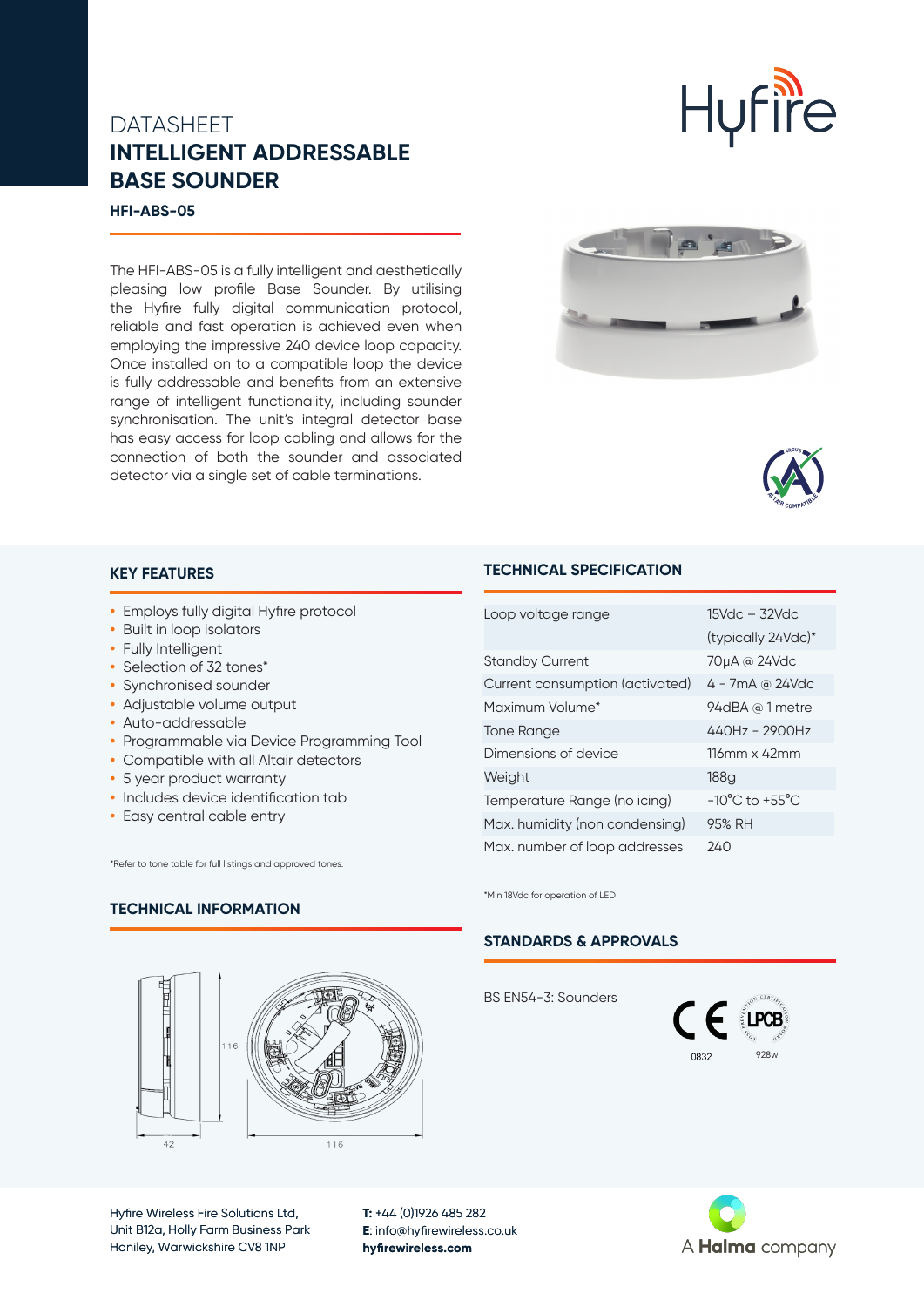DATASHEET

# INTELLIGENT ADDRESSABLE BASE SOUNDER

**HFI-ABS-05**

The HFI-ABS-05 is a fully intelligent and aesthetically pleasing low profile Base Sounder. By utilising the Hyfire fully digital communication protocol, reliable and fast operation is achieved even when employing the impressive 240 device loop capacity. Once installed on to a compatible loop the device is fully addressable and benefits from an extensive range of intelligent functionality, including sounder synchronisation. The unit's integral detector base has easy access for loop cabling and allows for the connection of both the sounder and associated detector via a single set of cable terminations.

## KEY FEATURES

- Employs fully digital Hyfire protocol
- Built in loop isolators
- Fully Intelligent
- Selection of 32 tones*
- Synchronised sounder
- Adjustable volume output
- Auto-addressable
- Programmable via Device Programming Tool
- Compatible with all Altair detectors
- 5 year product warranty
- Includes device identification tab
- Easy central cable entry

*Refer to tone table for full listings and approved tones.

## TECHNICAL SPECIFICATION

| | |
|---|---|
| Loop voltage range | 15Vdc – 32Vdc (typically 24Vdc)* |
| Standby Current | 70µA @ 24Vdc |
| Current consumption (activated) | 4 - 7mA @ 24Vdc |
| Maximum Volume* | 94dBA @ 1 metre |
| Tone Range | 440Hz - 2900Hz |
| Dimensions of device | 116mm x 42mm |
| Weight | 188g |
| Temperature Range (no icing) | -10°C to +55°C |
| Max. humidity (non condensing) | 95% RH |
| Max. number of loop addresses | 240 |

*Min 18Vdc for operation of LED

## TECHNICAL INFORMATION

42

116

116

## STANDARDS & APPROVALS

BS EN54-3: Sounders

0832

928w

Hyfire Wireless Fire Solutions Ltd,
Unit B12a, Holly Farm Business Park
Honiley, Warwickshire CV8 1NP

**T:** +44 (0)1926 485 282
**E**: info@hyfirewireless.co.uk
**hyfirewireless.com**

A **Halma** company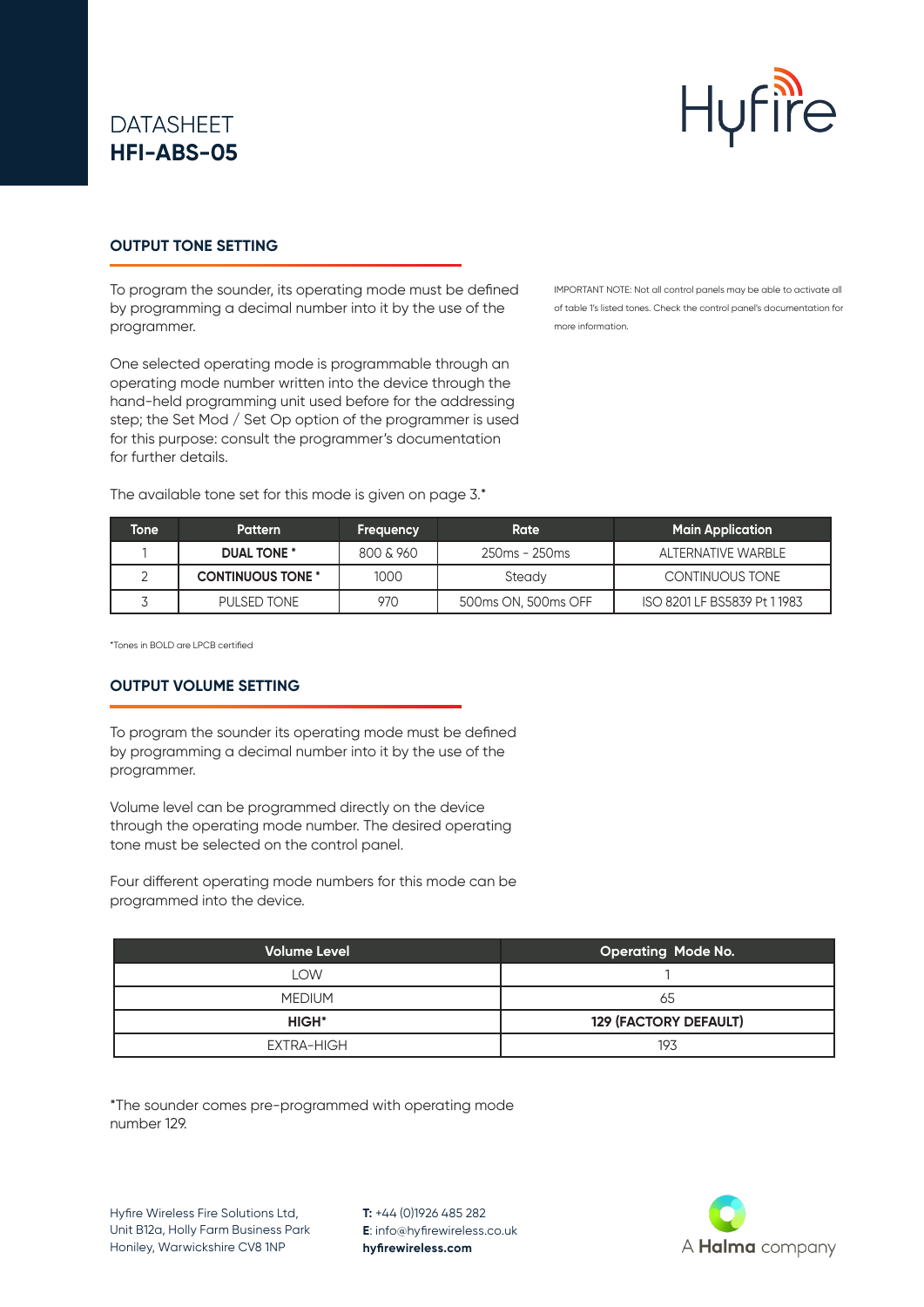DATASHEET
**HFI-ABS-05**

## OUTPUT TONE SETTING

To program the sounder, its operating mode must be defined by programming a decimal number into it by the use of the programmer.

One selected operating mode is programmable through an operating mode number written into the device through the hand-held programming unit used before for the addressing step; the Set Mod / Set Op option of the programmer is used for this purpose: consult the programmer's documentation for further details.

IMPORTANT NOTE: Not all control panels may be able to activate all of table 1's listed tones. Check the control panel's documentation for more information.

The available tone set for this mode is given on page 3.*

| Tone | Pattern | Frequency | Rate | Main Application |
|---|---|---|---|---|
| 1 | **DUAL TONE *** | 800 & 960 | 250ms - 250ms | ALTERNATIVE WARBLE |
| 2 | **CONTINUOUS TONE *** | 1000 | Steady | CONTINUOUS TONE |
| 3 | PULSED TONE | 970 | 500ms ON, 500ms OFF | ISO 8201 LF BS5839 Pt 1 1983 |

*Tones in BOLD are LPCB certified

## OUTPUT VOLUME SETTING

To program the sounder its operating mode must be defined by programming a decimal number into it by the use of the programmer.

Volume level can be programmed directly on the device through the operating mode number. The desired operating tone must be selected on the control panel.

Four different operating mode numbers for this mode can be programmed into the device.

| Volume Level | Operating Mode No. |
|---|---|
| LOW | 1 |
| MEDIUM | 65 |
| **HIGH*** | **129 (FACTORY DEFAULT)** |
| EXTRA-HIGH | 193 |

*The sounder comes pre-programmed with operating mode number 129.

Hyfire Wireless Fire Solutions Ltd,
Unit B12a, Holly Farm Business Park
Honiley, Warwickshire CV8 1NP

**T:** +44 (0)1926 485 282
**E**: info@hyfirewireless.co.uk
**hyfirewireless.com**

A **Halma** company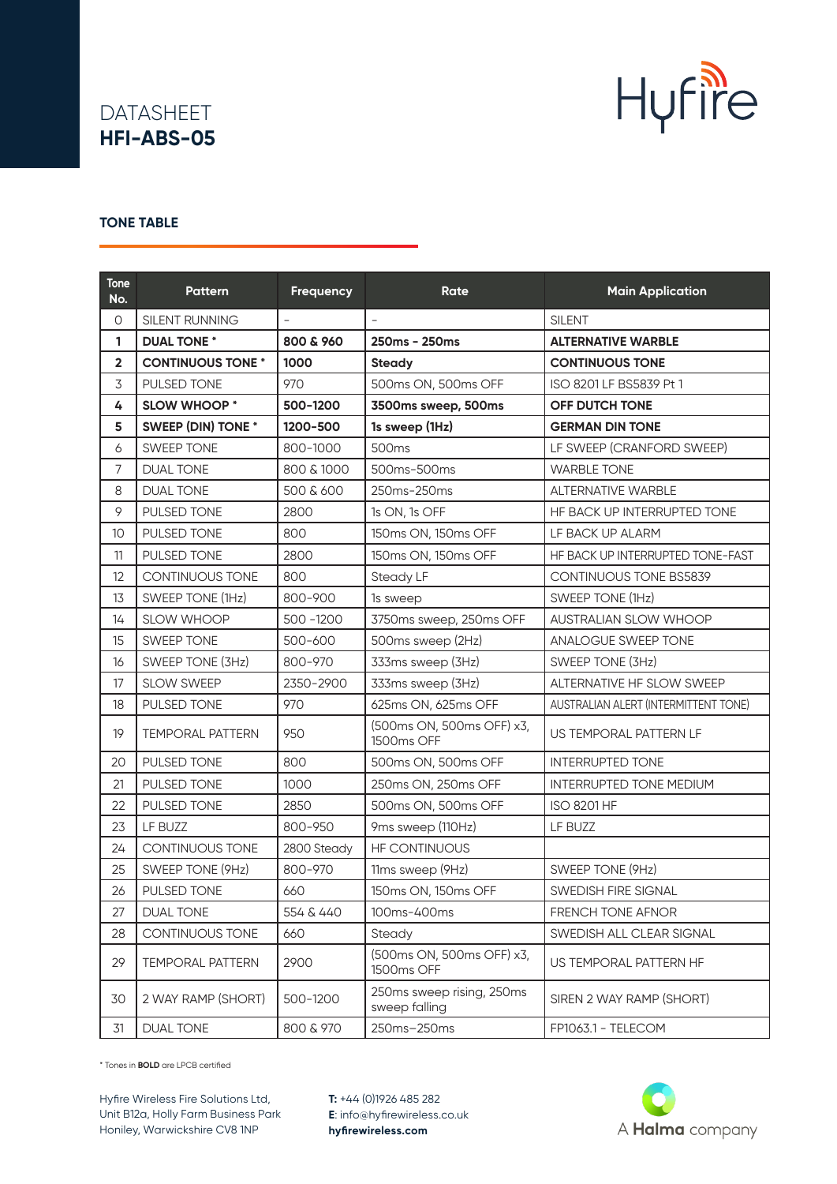DATASHEET
**HFI-ABS-05**

### TONE TABLE

| Tone No. | Pattern | Frequency | Rate | Main Application |
|---|---|---|---|---|
| 0 | SILENT RUNNING | - | - | SILENT |
| **1** | **DUAL TONE *** | **800 & 960** | **250ms - 250ms** | **ALTERNATIVE WARBLE** |
| **2** | **CONTINUOUS TONE *** | **1000** | **Steady** | **CONTINUOUS TONE** |
| 3 | PULSED TONE | 970 | 500ms ON, 500ms OFF | ISO 8201 LF BS5839 Pt 1 |
| **4** | **SLOW WHOOP *** | **500-1200** | **3500ms sweep, 500ms** | **OFF DUTCH TONE** |
| **5** | **SWEEP (DIN) TONE *** | **1200-500** | **1s sweep (1Hz)** | **GERMAN DIN TONE** |
| 6 | SWEEP TONE | 800-1000 | 500ms | LF SWEEP (CRANFORD SWEEP) |
| 7 | DUAL TONE | 800 & 1000 | 500ms-500ms | WARBLE TONE |
| 8 | DUAL TONE | 500 & 600 | 250ms-250ms | ALTERNATIVE WARBLE |
| 9 | PULSED TONE | 2800 | 1s ON, 1s OFF | HF BACK UP INTERRUPTED TONE |
| 10 | PULSED TONE | 800 | 150ms ON, 150ms OFF | LF BACK UP ALARM |
| 11 | PULSED TONE | 2800 | 150ms ON, 150ms OFF | HF BACK UP INTERRUPTED TONE-FAST |
| 12 | CONTINUOUS TONE | 800 | Steady LF | CONTINUOUS TONE BS5839 |
| 13 | SWEEP TONE (1Hz) | 800-900 | 1s sweep | SWEEP TONE (1Hz) |
| 14 | SLOW WHOOP | 500 -1200 | 3750ms sweep, 250ms OFF | AUSTRALIAN SLOW WHOOP |
| 15 | SWEEP TONE | 500-600 | 500ms sweep (2Hz) | ANALOGUE SWEEP TONE |
| 16 | SWEEP TONE (3Hz) | 800-970 | 333ms sweep (3Hz) | SWEEP TONE (3Hz) |
| 17 | SLOW SWEEP | 2350-2900 | 333ms sweep (3Hz) | ALTERNATIVE HF SLOW SWEEP |
| 18 | PULSED TONE | 970 | 625ms ON, 625ms OFF | AUSTRALIAN ALERT (INTERMITTENT TONE) |
| 19 | TEMPORAL PATTERN | 950 | (500ms ON, 500ms OFF) x3, 1500ms OFF | US TEMPORAL PATTERN LF |
| 20 | PULSED TONE | 800 | 500ms ON, 500ms OFF | INTERRUPTED TONE |
| 21 | PULSED TONE | 1000 | 250ms ON, 250ms OFF | INTERRUPTED TONE MEDIUM |
| 22 | PULSED TONE | 2850 | 500ms ON, 500ms OFF | ISO 8201 HF |
| 23 | LF BUZZ | 800-950 | 9ms sweep (110Hz) | LF BUZZ |
| 24 | CONTINUOUS TONE | 2800 Steady | HF CONTINUOUS | |
| 25 | SWEEP TONE (9Hz) | 800-970 | 11ms sweep (9Hz) | SWEEP TONE (9Hz) |
| 26 | PULSED TONE | 660 | 150ms ON, 150ms OFF | SWEDISH FIRE SIGNAL |
| 27 | DUAL TONE | 554 & 440 | 100ms-400ms | FRENCH TONE AFNOR |
| 28 | CONTINUOUS TONE | 660 | Steady | SWEDISH ALL CLEAR SIGNAL |
| 29 | TEMPORAL PATTERN | 2900 | (500ms ON, 500ms OFF) x3, 1500ms OFF | US TEMPORAL PATTERN HF |
| 30 | 2 WAY RAMP (SHORT) | 500-1200 | 250ms sweep rising, 250ms sweep falling | SIREN 2 WAY RAMP (SHORT) |
| 31 | DUAL TONE | 800 & 970 | 250ms–250ms | FP1063.1 - TELECOM |

* Tones in **BOLD** are LPCB certified

Hyfire Wireless Fire Solutions Ltd,
Unit B12a, Holly Farm Business Park
Honiley, Warwickshire CV8 1NP

**T:** +44 (0)1926 485 282
**E**: info@hyfirewireless.co.uk
**hyfirewireless.com**

A **Halma** company